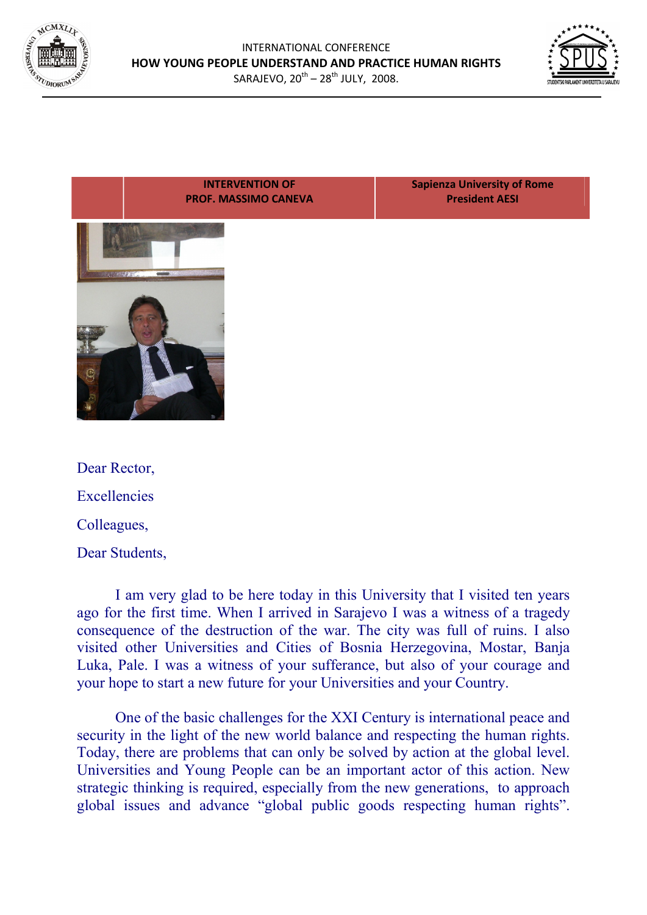INTERNATIONAL CONFERENCE
**HOW YOUNG PEOPLE UNDERSTAND AND PRACTICE HUMAN RIGHTS**
SARAJEVO, 20th – 28th JULY, 2008.

| | INTERVENTION OF PROF. MASSIMO CANEVA | Sapienza University of Rome President AESI |
|---|---|---|

Dear Rector,

Excellencies

Colleagues,

Dear Students,

I am very glad to be here today in this University that I visited ten years ago for the first time. When I arrived in Sarajevo I was a witness of a tragedy consequence of the destruction of the war. The city was full of ruins. I also visited other Universities and Cities of Bosnia Herzegovina, Mostar, Banja Luka, Pale. I was a witness of your sufferance, but also of your courage and your hope to start a new future for your Universities and your Country.

One of the basic challenges for the XXI Century is international peace and security in the light of the new world balance and respecting the human rights. Today, there are problems that can only be solved by action at the global level. Universities and Young People can be an important actor of this action. New strategic thinking is required, especially from the new generations, to approach global issues and advance "global public goods respecting human rights".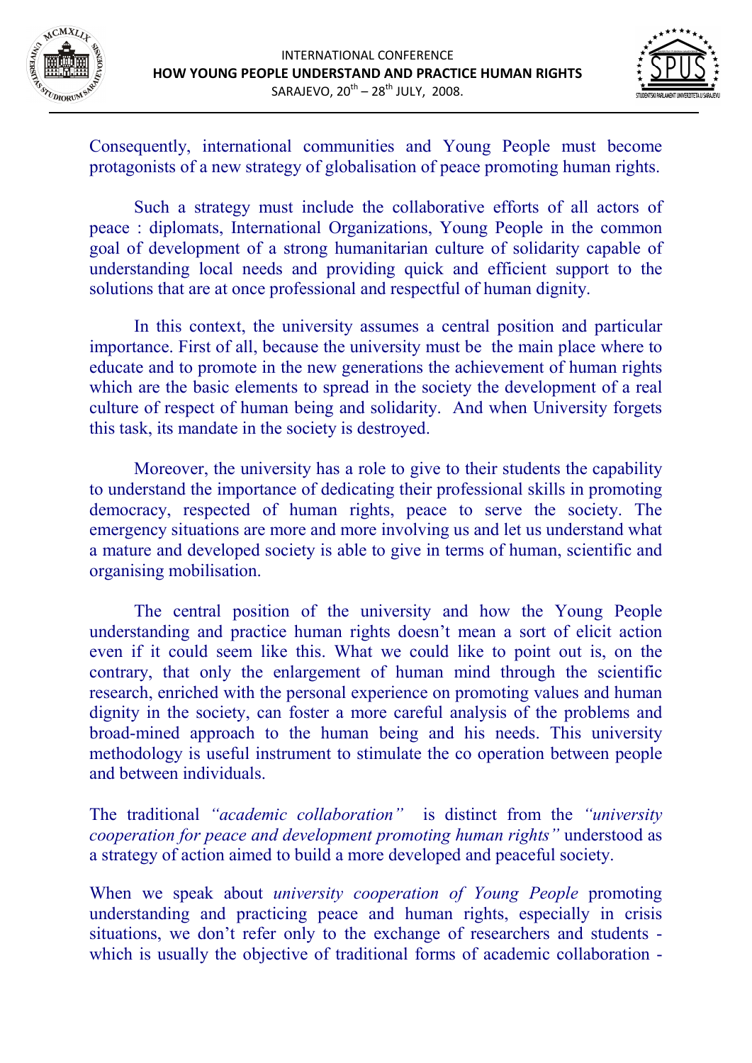Consequently, international communities and Young People must become protagonists of a new strategy of globalisation of peace promoting human rights.

Such a strategy must include the collaborative efforts of all actors of peace : diplomats, International Organizations, Young People in the common goal of development of a strong humanitarian culture of solidarity capable of understanding local needs and providing quick and efficient support to the solutions that are at once professional and respectful of human dignity.

In this context, the university assumes a central position and particular importance. First of all, because the university must be the main place where to educate and to promote in the new generations the achievement of human rights which are the basic elements to spread in the society the development of a real culture of respect of human being and solidarity. And when University forgets this task, its mandate in the society is destroyed.

Moreover, the university has a role to give to their students the capability to understand the importance of dedicating their professional skills in promoting democracy, respected of human rights, peace to serve the society. The emergency situations are more and more involving us and let us understand what a mature and developed society is able to give in terms of human, scientific and organising mobilisation.

The central position of the university and how the Young People understanding and practice human rights doesn't mean a sort of elicit action even if it could seem like this. What we could like to point out is, on the contrary, that only the enlargement of human mind through the scientific research, enriched with the personal experience on promoting values and human dignity in the society, can foster a more careful analysis of the problems and broad-mined approach to the human being and his needs. This university methodology is useful instrument to stimulate the co operation between people and between individuals.

The traditional *"academic collaboration"* is distinct from the *"university cooperation for peace and development promoting human rights"* understood as a strategy of action aimed to build a more developed and peaceful society.

When we speak about *university cooperation of Young People* promoting understanding and practicing peace and human rights, especially in crisis situations, we don't refer only to the exchange of researchers and students - which is usually the objective of traditional forms of academic collaboration -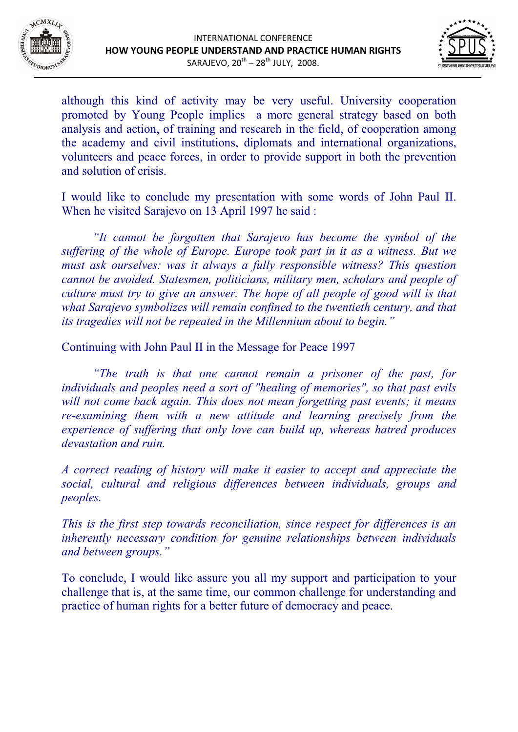although this kind of activity may be very useful. University cooperation promoted by Young People implies a more general strategy based on both analysis and action, of training and research in the field, of cooperation among the academy and civil institutions, diplomats and international organizations, volunteers and peace forces, in order to provide support in both the prevention and solution of crisis.

I would like to conclude my presentation with some words of John Paul II. When he visited Sarajevo on 13 April 1997 he said :

*"It cannot be forgotten that Sarajevo has become the symbol of the suffering of the whole of Europe. Europe took part in it as a witness. But we must ask ourselves: was it always a fully responsible witness? This question cannot be avoided. Statesmen, politicians, military men, scholars and people of culture must try to give an answer. The hope of all people of good will is that what Sarajevo symbolizes will remain confined to the twentieth century, and that its tragedies will not be repeated in the Millennium about to begin."*

Continuing with John Paul II in the Message for Peace 1997

*"The truth is that one cannot remain a prisoner of the past, for individuals and peoples need a sort of "healing of memories", so that past evils will not come back again. This does not mean forgetting past events; it means re-examining them with a new attitude and learning precisely from the experience of suffering that only love can build up, whereas hatred produces devastation and ruin.*

*A correct reading of history will make it easier to accept and appreciate the social, cultural and religious differences between individuals, groups and peoples.*

*This is the first step towards reconciliation, since respect for differences is an inherently necessary condition for genuine relationships between individuals and between groups."*

To conclude, I would like assure you all my support and participation to your challenge that is, at the same time, our common challenge for understanding and practice of human rights for a better future of democracy and peace.